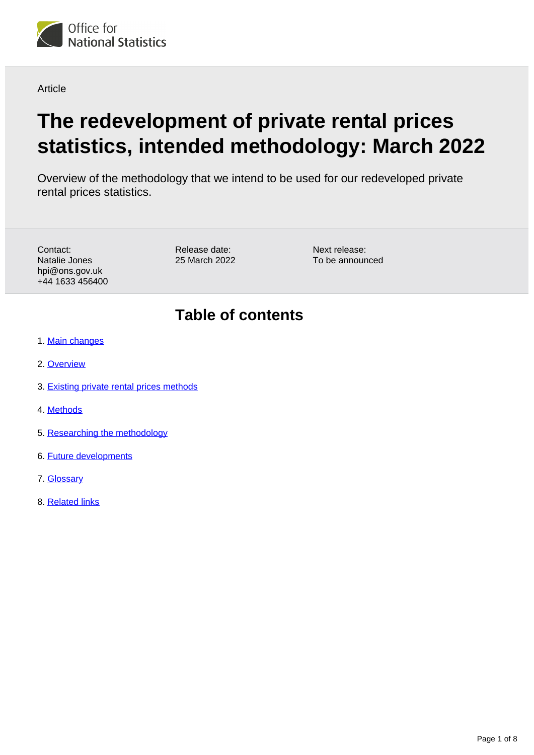Office for National Statistics

Article

# The redevelopment of private rental prices statistics, intended methodology: March 2022

Overview of the methodology that we intend to be used for our redeveloped private rental prices statistics.

Contact:
Natalie Jones
hpi@ons.gov.uk
+44 1633 456400

Release date:
25 March 2022

Next release:
To be announced

## Table of contents

1. Main changes
2. Overview
3. Existing private rental prices methods
4. Methods
5. Researching the methodology
6. Future developments
7. Glossary
8. Related links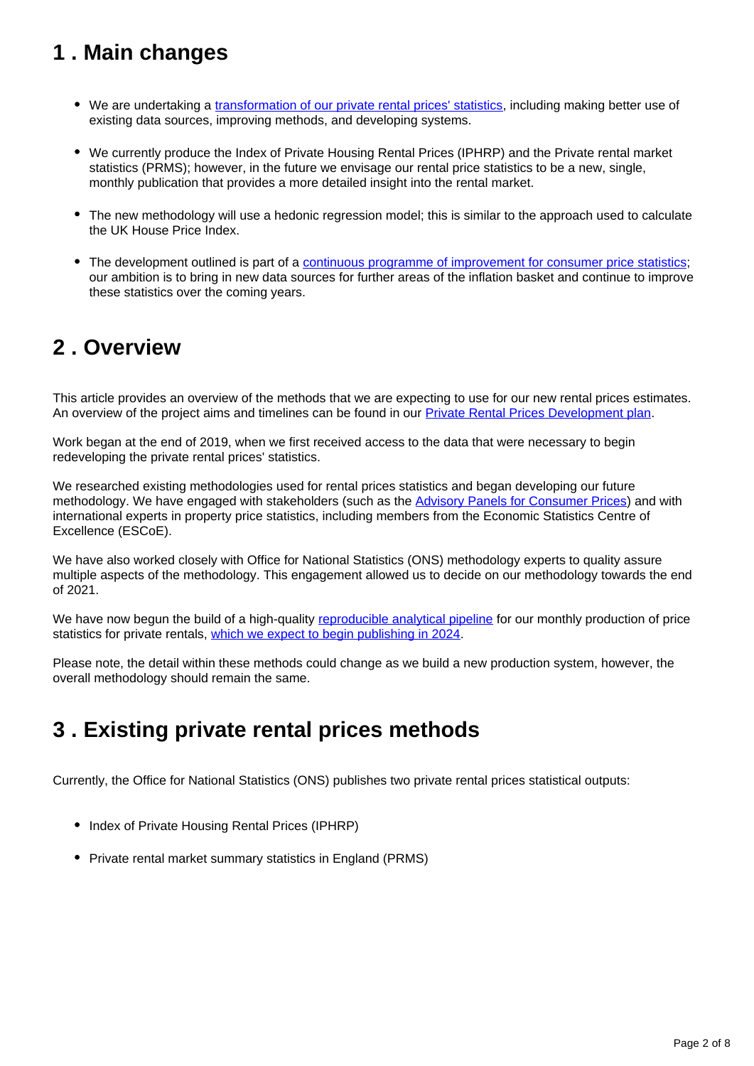## 1 . Main changes

- We are undertaking a transformation of our private rental prices' statistics, including making better use of existing data sources, improving methods, and developing systems.

- We currently produce the Index of Private Housing Rental Prices (IPHRP) and the Private rental market statistics (PRMS); however, in the future we envisage our rental price statistics to be a new, single, monthly publication that provides a more detailed insight into the rental market.

- The new methodology will use a hedonic regression model; this is similar to the approach used to calculate the UK House Price Index.

- The development outlined is part of a continuous programme of improvement for consumer price statistics; our ambition is to bring in new data sources for further areas of the inflation basket and continue to improve these statistics over the coming years.

## 2 . Overview

This article provides an overview of the methods that we are expecting to use for our new rental prices estimates. An overview of the project aims and timelines can be found in our Private Rental Prices Development plan.

Work began at the end of 2019, when we first received access to the data that were necessary to begin redeveloping the private rental prices' statistics.

We researched existing methodologies used for rental prices statistics and began developing our future methodology. We have engaged with stakeholders (such as the Advisory Panels for Consumer Prices) and with international experts in property price statistics, including members from the Economic Statistics Centre of Excellence (ESCoE).

We have also worked closely with Office for National Statistics (ONS) methodology experts to quality assure multiple aspects of the methodology. This engagement allowed us to decide on our methodology towards the end of 2021.

We have now begun the build of a high-quality reproducible analytical pipeline for our monthly production of price statistics for private rentals, which we expect to begin publishing in 2024.

Please note, the detail within these methods could change as we build a new production system, however, the overall methodology should remain the same.

## 3 . Existing private rental prices methods

Currently, the Office for National Statistics (ONS) publishes two private rental prices statistical outputs:

- Index of Private Housing Rental Prices (IPHRP)

- Private rental market summary statistics in England (PRMS)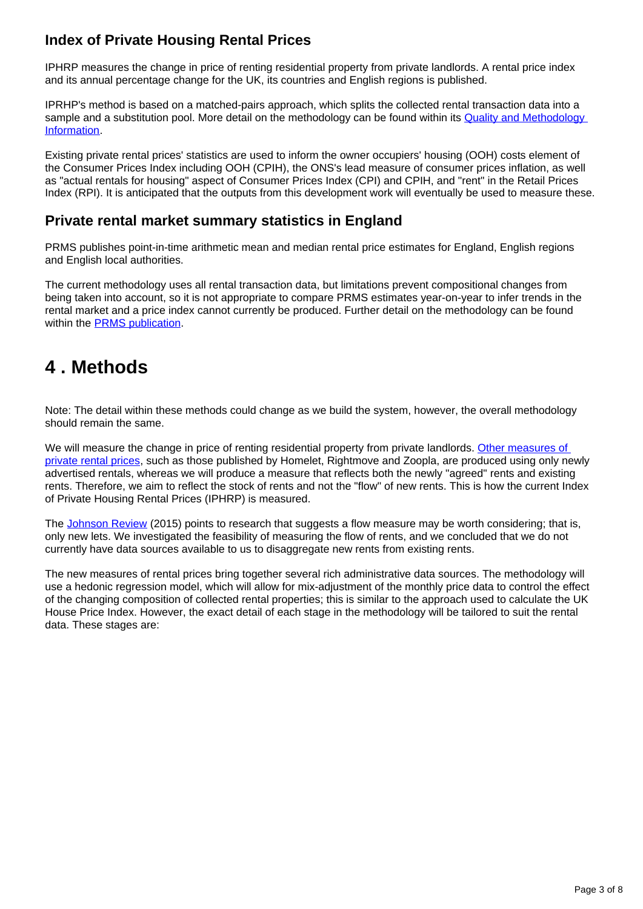### Index of Private Housing Rental Prices

IPHRP measures the change in price of renting residential property from private landlords. A rental price index and its annual percentage change for the UK, its countries and English regions is published.

IPRHP's method is based on a matched-pairs approach, which splits the collected rental transaction data into a sample and a substitution pool. More detail on the methodology can be found within its [Quality and Methodology Information](#).

Existing private rental prices' statistics are used to inform the owner occupiers' housing (OOH) costs element of the Consumer Prices Index including OOH (CPIH), the ONS's lead measure of consumer prices inflation, as well as "actual rentals for housing" aspect of Consumer Prices Index (CPI) and CPIH, and "rent" in the Retail Prices Index (RPI). It is anticipated that the outputs from this development work will eventually be used to measure these.

### Private rental market summary statistics in England

PRMS publishes point-in-time arithmetic mean and median rental price estimates for England, English regions and English local authorities.

The current methodology uses all rental transaction data, but limitations prevent compositional changes from being taken into account, so it is not appropriate to compare PRMS estimates year-on-year to infer trends in the rental market and a price index cannot currently be produced. Further detail on the methodology can be found within the [PRMS publication](#).

## 4 . Methods

Note: The detail within these methods could change as we build the system, however, the overall methodology should remain the same.

We will measure the change in price of renting residential property from private landlords. [Other measures of private rental prices](#), such as those published by Homelet, Rightmove and Zoopla, are produced using only newly advertised rentals, whereas we will produce a measure that reflects both the newly "agreed" rents and existing rents. Therefore, we aim to reflect the stock of rents and not the "flow" of new rents. This is how the current Index of Private Housing Rental Prices (IPHRP) is measured.

The [Johnson Review](#) (2015) points to research that suggests a flow measure may be worth considering; that is, only new lets. We investigated the feasibility of measuring the flow of rents, and we concluded that we do not currently have data sources available to us to disaggregate new rents from existing rents.

The new measures of rental prices bring together several rich administrative data sources. The methodology will use a hedonic regression model, which will allow for mix-adjustment of the monthly price data to control the effect of the changing composition of collected rental properties; this is similar to the approach used to calculate the UK House Price Index. However, the exact detail of each stage in the methodology will be tailored to suit the rental data. These stages are: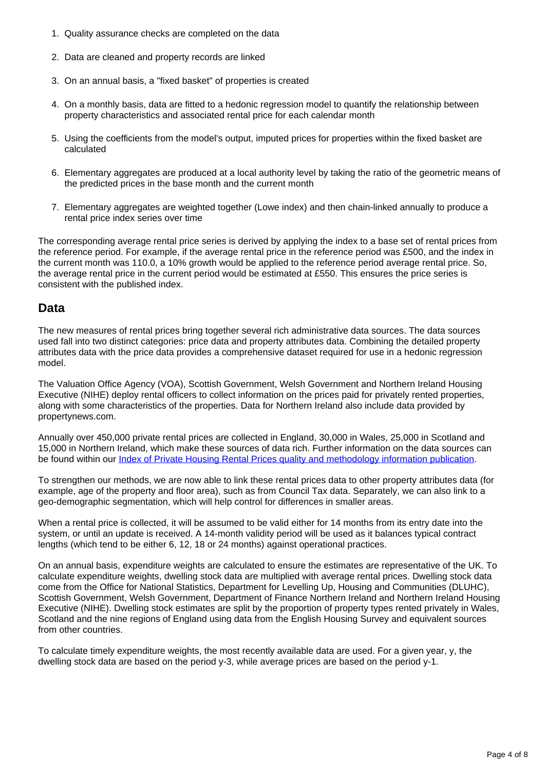1. Quality assurance checks are completed on the data
2. Data are cleaned and property records are linked
3. On an annual basis, a "fixed basket" of properties is created
4. On a monthly basis, data are fitted to a hedonic regression model to quantify the relationship between property characteristics and associated rental price for each calendar month
5. Using the coefficients from the model's output, imputed prices for properties within the fixed basket are calculated
6. Elementary aggregates are produced at a local authority level by taking the ratio of the geometric means of the predicted prices in the base month and the current month
7. Elementary aggregates are weighted together (Lowe index) and then chain-linked annually to produce a rental price index series over time

The corresponding average rental price series is derived by applying the index to a base set of rental prices from the reference period. For example, if the average rental price in the reference period was £500, and the index in the current month was 110.0, a 10% growth would be applied to the reference period average rental price. So, the average rental price in the current period would be estimated at £550. This ensures the price series is consistent with the published index.

## Data

The new measures of rental prices bring together several rich administrative data sources. The data sources used fall into two distinct categories: price data and property attributes data. Combining the detailed property attributes data with the price data provides a comprehensive dataset required for use in a hedonic regression model.

The Valuation Office Agency (VOA), Scottish Government, Welsh Government and Northern Ireland Housing Executive (NIHE) deploy rental officers to collect information on the prices paid for privately rented properties, along with some characteristics of the properties. Data for Northern Ireland also include data provided by propertynews.com.

Annually over 450,000 private rental prices are collected in England, 30,000 in Wales, 25,000 in Scotland and 15,000 in Northern Ireland, which make these sources of data rich. Further information on the data sources can be found within our [Index of Private Housing Rental Prices quality and methodology information publication](#).

To strengthen our methods, we are now able to link these rental prices data to other property attributes data (for example, age of the property and floor area), such as from Council Tax data. Separately, we can also link to a geo-demographic segmentation, which will help control for differences in smaller areas.

When a rental price is collected, it will be assumed to be valid either for 14 months from its entry date into the system, or until an update is received. A 14-month validity period will be used as it balances typical contract lengths (which tend to be either 6, 12, 18 or 24 months) against operational practices.

On an annual basis, expenditure weights are calculated to ensure the estimates are representative of the UK. To calculate expenditure weights, dwelling stock data are multiplied with average rental prices. Dwelling stock data come from the Office for National Statistics, Department for Levelling Up, Housing and Communities (DLUHC), Scottish Government, Welsh Government, Department of Finance Northern Ireland and Northern Ireland Housing Executive (NIHE). Dwelling stock estimates are split by the proportion of property types rented privately in Wales, Scotland and the nine regions of England using data from the English Housing Survey and equivalent sources from other countries.

To calculate timely expenditure weights, the most recently available data are used. For a given year, y, the dwelling stock data are based on the period y-3, while average prices are based on the period y-1.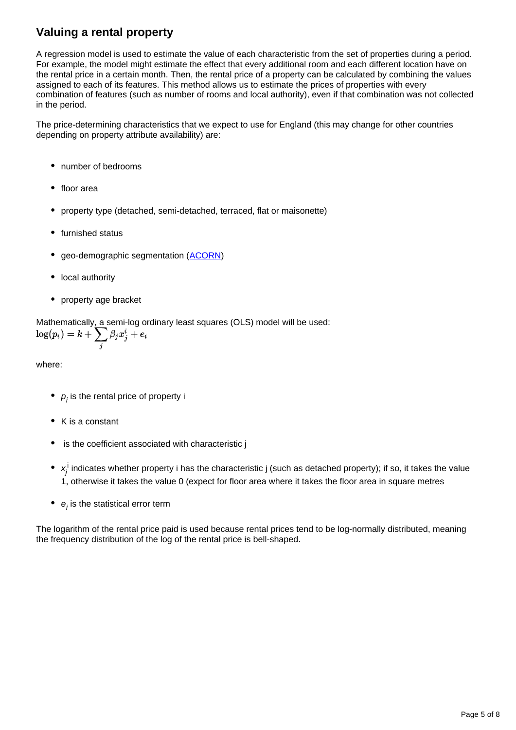## Valuing a rental property

A regression model is used to estimate the value of each characteristic from the set of properties during a period. For example, the model might estimate the effect that every additional room and each different location have on the rental price in a certain month. Then, the rental price of a property can be calculated by combining the values assigned to each of its features. This method allows us to estimate the prices of properties with every combination of features (such as number of rooms and local authority), even if that combination was not collected in the period.

The price-determining characteristics that we expect to use for England (this may change for other countries depending on property attribute availability) are:

- number of bedrooms
- floor area
- property type (detached, semi-detached, terraced, flat or maisonette)
- furnished status
- geo-demographic segmentation (ACORN)
- local authority
- property age bracket

Mathematically, a semi-log ordinary least squares (OLS) model will be used:

$$\log(p_i) = k + \sum_j \beta_j x_j^i + e_i$$

where:

- $p_i$ is the rental price of property i
- K is a constant
- is the coefficient associated with characteristic j
- $x_j^i$ indicates whether property i has the characteristic j (such as detached property); if so, it takes the value 1, otherwise it takes the value 0 (expect for floor area where it takes the floor area in square metres
- $e_i$ is the statistical error term

The logarithm of the rental price paid is used because rental prices tend to be log-normally distributed, meaning the frequency distribution of the log of the rental price is bell-shaped.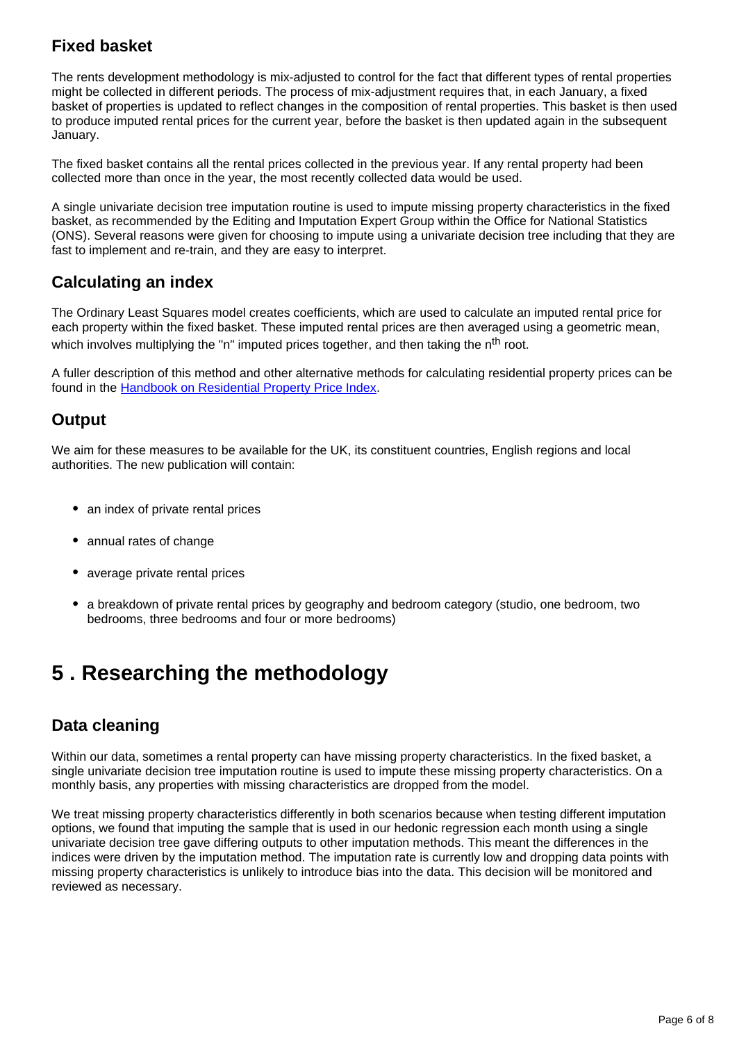### Fixed basket

The rents development methodology is mix-adjusted to control for the fact that different types of rental properties might be collected in different periods. The process of mix-adjustment requires that, in each January, a fixed basket of properties is updated to reflect changes in the composition of rental properties. This basket is then used to produce imputed rental prices for the current year, before the basket is then updated again in the subsequent January.

The fixed basket contains all the rental prices collected in the previous year. If any rental property had been collected more than once in the year, the most recently collected data would be used.

A single univariate decision tree imputation routine is used to impute missing property characteristics in the fixed basket, as recommended by the Editing and Imputation Expert Group within the Office for National Statistics (ONS). Several reasons were given for choosing to impute using a univariate decision tree including that they are fast to implement and re-train, and they are easy to interpret.

### Calculating an index

The Ordinary Least Squares model creates coefficients, which are used to calculate an imputed rental price for each property within the fixed basket. These imputed rental prices are then averaged using a geometric mean, which involves multiplying the "n" imputed prices together, and then taking the $n^{th}$ root.

A fuller description of this method and other alternative methods for calculating residential property prices can be found in the [Handbook on Residential Property Price Index](#).

### Output

We aim for these measures to be available for the UK, its constituent countries, English regions and local authorities. The new publication will contain:

- an index of private rental prices
- annual rates of change
- average private rental prices
- a breakdown of private rental prices by geography and bedroom category (studio, one bedroom, two bedrooms, three bedrooms and four or more bedrooms)

## 5 . Researching the methodology

### Data cleaning

Within our data, sometimes a rental property can have missing property characteristics. In the fixed basket, a single univariate decision tree imputation routine is used to impute these missing property characteristics. On a monthly basis, any properties with missing characteristics are dropped from the model.

We treat missing property characteristics differently in both scenarios because when testing different imputation options, we found that imputing the sample that is used in our hedonic regression each month using a single univariate decision tree gave differing outputs to other imputation methods. This meant the differences in the indices were driven by the imputation method. The imputation rate is currently low and dropping data points with missing property characteristics is unlikely to introduce bias into the data. This decision will be monitored and reviewed as necessary.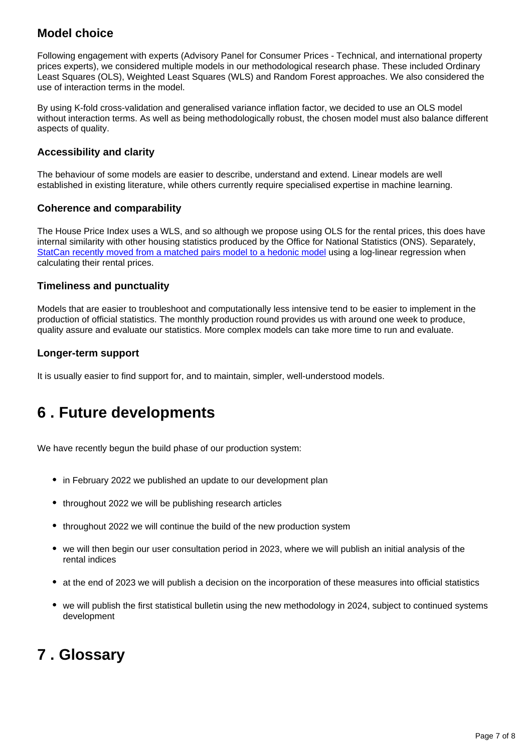### Model choice

Following engagement with experts (Advisory Panel for Consumer Prices - Technical, and international property prices experts), we considered multiple models in our methodological research phase. These included Ordinary Least Squares (OLS), Weighted Least Squares (WLS) and Random Forest approaches. We also considered the use of interaction terms in the model.

By using K-fold cross-validation and generalised variance inflation factor, we decided to use an OLS model without interaction terms. As well as being methodologically robust, the chosen model must also balance different aspects of quality.

#### Accessibility and clarity

The behaviour of some models are easier to describe, understand and extend. Linear models are well established in existing literature, while others currently require specialised expertise in machine learning.

#### Coherence and comparability

The House Price Index uses a WLS, and so although we propose using OLS for the rental prices, this does have internal similarity with other housing statistics produced by the Office for National Statistics (ONS). Separately, [StatCan recently moved from a matched pairs model to a hedonic model] using a log-linear regression when calculating their rental prices.

#### Timeliness and punctuality

Models that are easier to troubleshoot and computationally less intensive tend to be easier to implement in the production of official statistics. The monthly production round provides us with around one week to produce, quality assure and evaluate our statistics. More complex models can take more time to run and evaluate.

#### Longer-term support

It is usually easier to find support for, and to maintain, simpler, well-understood models.

## 6 . Future developments

We have recently begun the build phase of our production system:

- in February 2022 we published an update to our development plan
- throughout 2022 we will be publishing research articles
- throughout 2022 we will continue the build of the new production system
- we will then begin our user consultation period in 2023, where we will publish an initial analysis of the rental indices
- at the end of 2023 we will publish a decision on the incorporation of these measures into official statistics
- we will publish the first statistical bulletin using the new methodology in 2024, subject to continued systems development

## 7 . Glossary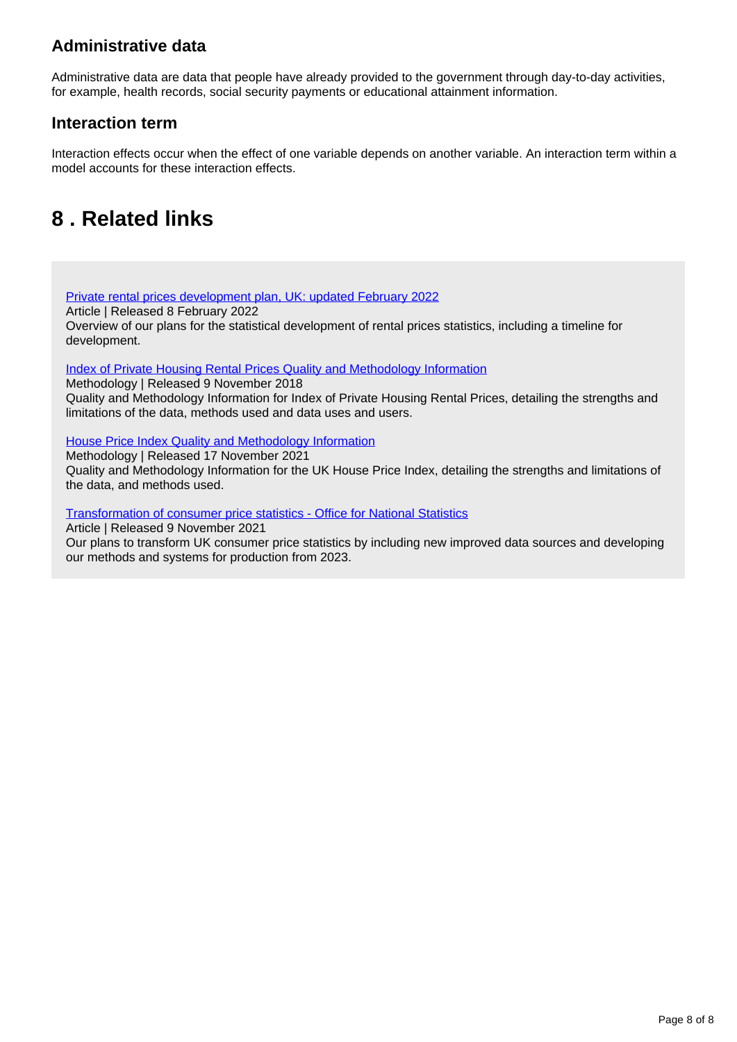### Administrative data

Administrative data are data that people have already provided to the government through day-to-day activities, for example, health records, social security payments or educational attainment information.

### Interaction term

Interaction effects occur when the effect of one variable depends on another variable. An interaction term within a model accounts for these interaction effects.

## 8 . Related links

[Private rental prices development plan, UK: updated February 2022]
Article | Released 8 February 2022
Overview of our plans for the statistical development of rental prices statistics, including a timeline for development.

[Index of Private Housing Rental Prices Quality and Methodology Information]
Methodology | Released 9 November 2018
Quality and Methodology Information for Index of Private Housing Rental Prices, detailing the strengths and limitations of the data, methods used and data uses and users.

[House Price Index Quality and Methodology Information]
Methodology | Released 17 November 2021
Quality and Methodology Information for the UK House Price Index, detailing the strengths and limitations of the data, and methods used.

[Transformation of consumer price statistics - Office for National Statistics]
Article | Released 9 November 2021
Our plans to transform UK consumer price statistics by including new improved data sources and developing our methods and systems for production from 2023.